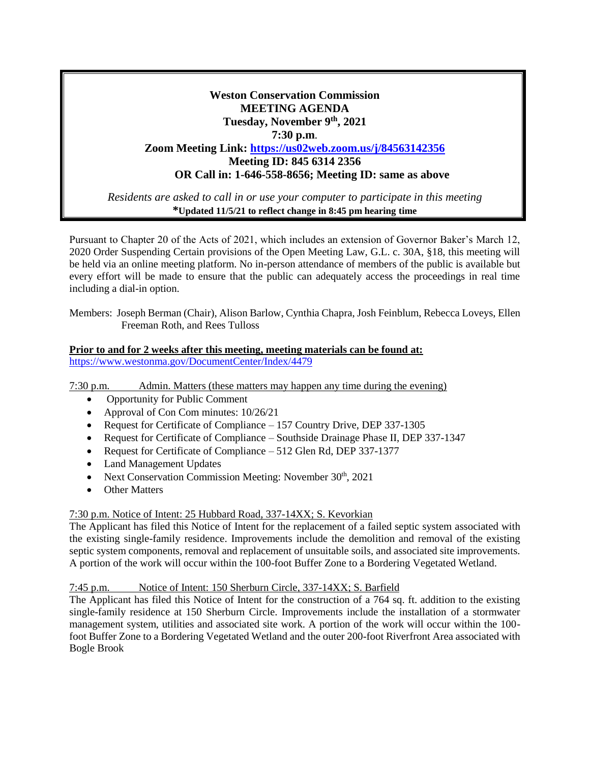**Weston Conservation Commission**
**MEETING AGENDA**
**Tuesday, November 9th, 2021**
**7:30 p.m.**
**Zoom Meeting Link: [https://us02web.zoom.us/j/84563142356](https://us02web.zoom.us/j/84563142356)**
**Meeting ID: 845 6314 2356**
**OR Call in: 1-646-558-8656; Meeting ID: same as above**

*Residents are asked to call in or use your computer to participate in this meeting*

**\*Updated 11/5/21 to reflect change in 8:45 pm hearing time**

Pursuant to Chapter 20 of the Acts of 2021, which includes an extension of Governor Baker's March 12, 2020 Order Suspending Certain provisions of the Open Meeting Law, G.L. c. 30A, §18, this meeting will be held via an online meeting platform. No in-person attendance of members of the public is available but every effort will be made to ensure that the public can adequately access the proceedings in real time including a dial-in option.

Members: Joseph Berman (Chair), Alison Barlow, Cynthia Chapra, Josh Feinblum, Rebecca Loveys, Ellen Freeman Roth, and Rees Tulloss

**Prior to and for 2 weeks after this meeting, meeting materials can be found at:**
https://www.westonma.gov/DocumentCenter/Index/4479

7:30 p.m. Admin. Matters (these matters may happen any time during the evening)

- Opportunity for Public Comment
- Approval of Con Com minutes: 10/26/21
- Request for Certificate of Compliance – 157 Country Drive, DEP 337-1305
- Request for Certificate of Compliance – Southside Drainage Phase II, DEP 337-1347
- Request for Certificate of Compliance – 512 Glen Rd, DEP 337-1377
- Land Management Updates
- Next Conservation Commission Meeting: November 30th, 2021
- Other Matters

7:30 p.m. Notice of Intent: 25 Hubbard Road, 337-14XX; S. Kevorkian

The Applicant has filed this Notice of Intent for the replacement of a failed septic system associated with the existing single-family residence. Improvements include the demolition and removal of the existing septic system components, removal and replacement of unsuitable soils, and associated site improvements. A portion of the work will occur within the 100-foot Buffer Zone to a Bordering Vegetated Wetland.

7:45 p.m. Notice of Intent: 150 Sherburn Circle, 337-14XX; S. Barfield

The Applicant has filed this Notice of Intent for the construction of a 764 sq. ft. addition to the existing single-family residence at 150 Sherburn Circle. Improvements include the installation of a stormwater management system, utilities and associated site work. A portion of the work will occur within the 100-foot Buffer Zone to a Bordering Vegetated Wetland and the outer 200-foot Riverfront Area associated with Bogle Brook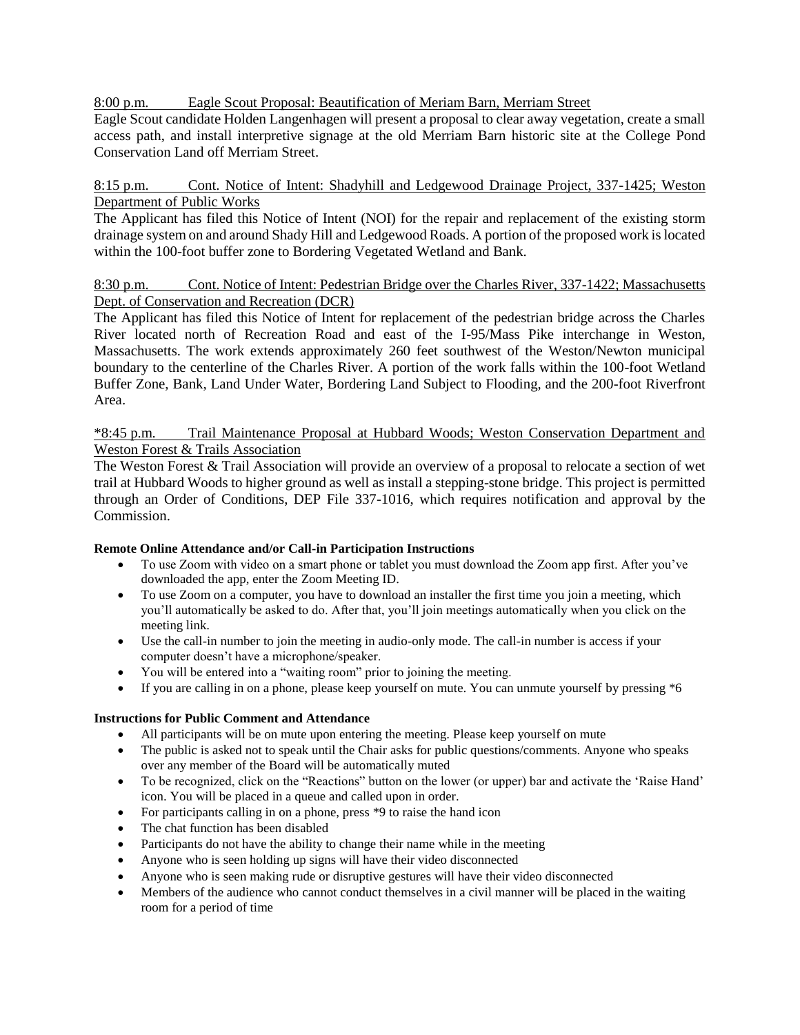8:00 p.m. Eagle Scout Proposal: Beautification of Meriam Barn, Merriam Street

Eagle Scout candidate Holden Langenhagen will present a proposal to clear away vegetation, create a small access path, and install interpretive signage at the old Merriam Barn historic site at the College Pond Conservation Land off Merriam Street.

8:15 p.m. Cont. Notice of Intent: Shadyhill and Ledgewood Drainage Project, 337-1425; Weston Department of Public Works

The Applicant has filed this Notice of Intent (NOI) for the repair and replacement of the existing storm drainage system on and around Shady Hill and Ledgewood Roads. A portion of the proposed work is located within the 100-foot buffer zone to Bordering Vegetated Wetland and Bank.

8:30 p.m. Cont. Notice of Intent: Pedestrian Bridge over the Charles River, 337-1422; Massachusetts Dept. of Conservation and Recreation (DCR)

The Applicant has filed this Notice of Intent for replacement of the pedestrian bridge across the Charles River located north of Recreation Road and east of the I-95/Mass Pike interchange in Weston, Massachusetts. The work extends approximately 260 feet southwest of the Weston/Newton municipal boundary to the centerline of the Charles River. A portion of the work falls within the 100-foot Wetland Buffer Zone, Bank, Land Under Water, Bordering Land Subject to Flooding, and the 200-foot Riverfront Area.

*8:45 p.m. Trail Maintenance Proposal at Hubbard Woods; Weston Conservation Department and Weston Forest & Trails Association

The Weston Forest & Trail Association will provide an overview of a proposal to relocate a section of wet trail at Hubbard Woods to higher ground as well as install a stepping-stone bridge. This project is permitted through an Order of Conditions, DEP File 337-1016, which requires notification and approval by the Commission.

**Remote Online Attendance and/or Call-in Participation Instructions**

- To use Zoom with video on a smart phone or tablet you must download the Zoom app first. After you've downloaded the app, enter the Zoom Meeting ID.
- To use Zoom on a computer, you have to download an installer the first time you join a meeting, which you'll automatically be asked to do. After that, you'll join meetings automatically when you click on the meeting link.
- Use the call-in number to join the meeting in audio-only mode. The call-in number is access if your computer doesn't have a microphone/speaker.
- You will be entered into a "waiting room" prior to joining the meeting.
- If you are calling in on a phone, please keep yourself on mute. You can unmute yourself by pressing *6

**Instructions for Public Comment and Attendance**

- All participants will be on mute upon entering the meeting. Please keep yourself on mute
- The public is asked not to speak until the Chair asks for public questions/comments. Anyone who speaks over any member of the Board will be automatically muted
- To be recognized, click on the "Reactions" button on the lower (or upper) bar and activate the 'Raise Hand' icon. You will be placed in a queue and called upon in order.
- For participants calling in on a phone, press *9 to raise the hand icon
- The chat function has been disabled
- Participants do not have the ability to change their name while in the meeting
- Anyone who is seen holding up signs will have their video disconnected
- Anyone who is seen making rude or disruptive gestures will have their video disconnected
- Members of the audience who cannot conduct themselves in a civil manner will be placed in the waiting room for a period of time